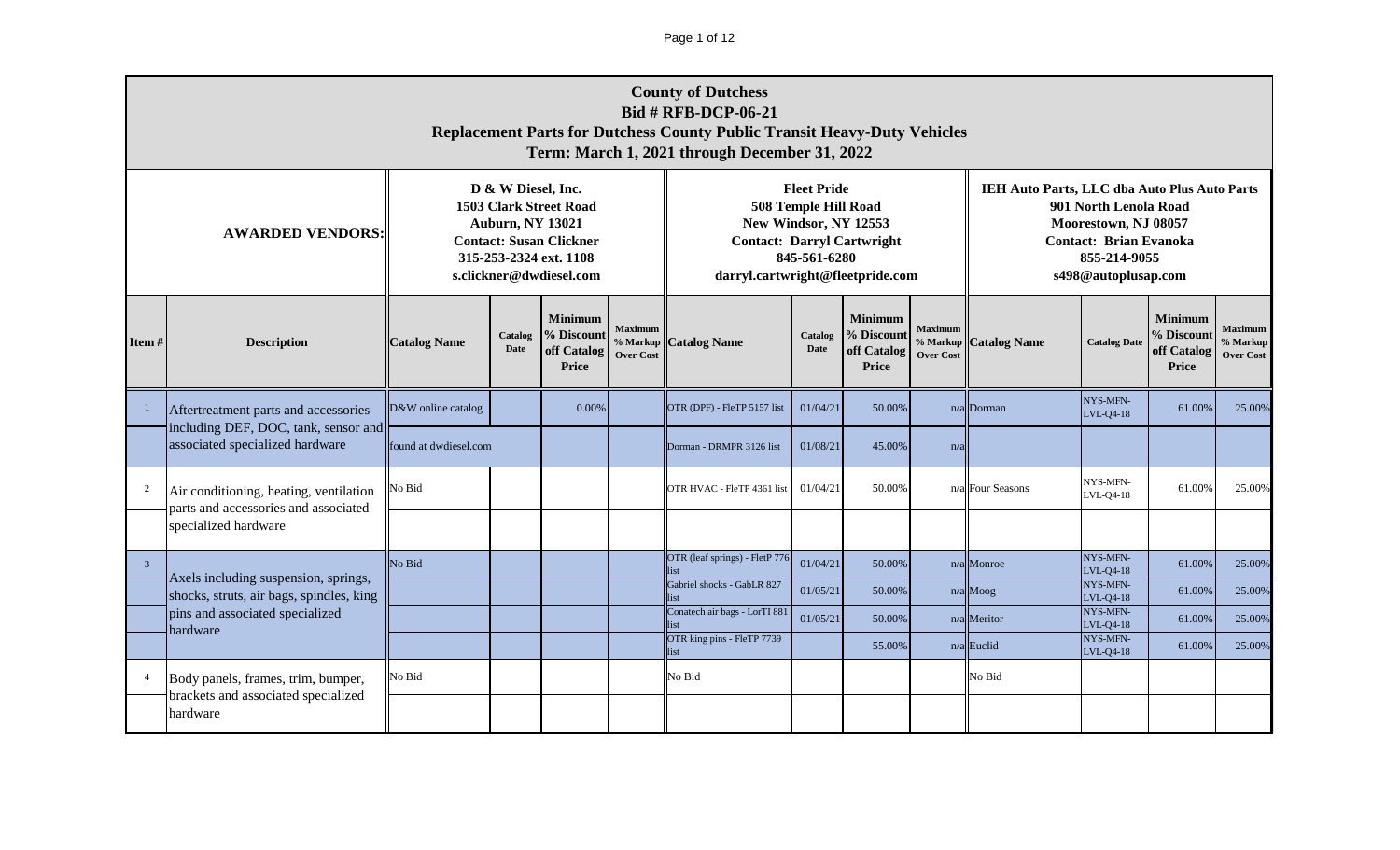# County of Dutchess
## Bid # RFB-DCP-06-21
## Replacement Parts for Dutchess County Public Transit Heavy-Duty Vehicles
## Term: March 1, 2021 through December 31, 2022

| AWARDED VENDORS: | | D & W Diesel, Inc.<br>1503 Clark Street Road<br>Auburn, NY 13021<br>Contact: Susan Clickner<br>315-253-2324 ext. 1108<br>s.clickner@dwdiesel.com | | | | Fleet Pride<br>508 Temple Hill Road<br>New Windsor, NY 12553<br>Contact: Darryl Cartwright<br>845-561-6280<br>darryl.cartwright@fleetpride.com | | | | IEH Auto Parts, LLC dba Auto Plus Auto Parts<br>901 North Lenola Road<br>Moorestown, NJ 08057<br>Contact: Brian Evanoka<br>855-214-9055<br>s498@autoplusap.com | | | |
|---|---|---|---|---|---|---|---|---|---|---|---|---|---|
| **Item #** | **Description** | **Catalog Name** | **Catalog Date** | **Minimum % Discount off Catalog Price** | **Maximum % Markup Over Cost** | **Catalog Name** | **Catalog Date** | **Minimum % Discount off Catalog Price** | **Maximum % Markup Over Cost** | **Catalog Name** | **Catalog Date** | **Minimum % Discount off Catalog Price** | **Maximum % Markup Over Cost** |
| 1 | Aftertreatment parts and accessories including DEF, DOC, tank, sensor and associated specialized hardware | D&W online catalog | | 0.00% | | OTR (DPF) - FleTP 5157 list | 01/04/21 | 50.00% | n/a | Dorman | NYS-MFN-LVL-Q4-18 | 61.00% | 25.00% |
| | | found at dwdiesel.com | | | | Dorman - DRMPR 3126 list | 01/08/21 | 45.00% | n/a | | | | |
| 2 | Air conditioning, heating, ventilation parts and accessories and associated specialized hardware | No Bid | | | | OTR HVAC - FleTP 4361 list | 01/04/21 | 50.00% | n/a | Four Seasons | NYS-MFN-LVL-Q4-18 | 61.00% | 25.00% |
| | | | | | | | | | | | | | |
| 3 | Axels including suspension, springs, shocks, struts, air bags, spindles, king pins and associated specialized hardware | No Bid | | | | OTR (leaf springs) - FletP 776 list | 01/04/21 | 50.00% | n/a | Monroe | NYS-MFN-LVL-Q4-18 | 61.00% | 25.00% |
| | | | | | | Gabriel shocks - GabLR 827 list | 01/05/21 | 50.00% | n/a | Moog | NYS-MFN-LVL-Q4-18 | 61.00% | 25.00% |
| | | | | | | Conatech air bags - LorTI 881 list | 01/05/21 | 50.00% | n/a | Meritor | NYS-MFN-LVL-Q4-18 | 61.00% | 25.00% |
| | | | | | | OTR king pins - FleTP 7739 list | | 55.00% | n/a | Euclid | NYS-MFN-LVL-Q4-18 | 61.00% | 25.00% |
| 4 | Body panels, frames, trim, bumper, brackets and associated specialized hardware | No Bid | | | | No Bid | | | | No Bid | | | |
| | | | | | | | | | | | | | |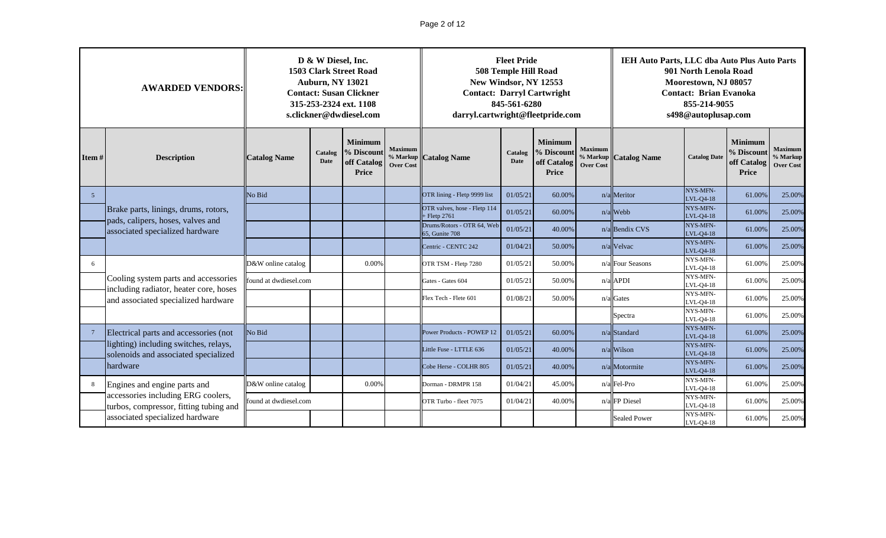| AWARDED VENDORS: | | D & W Diesel, Inc.<br>1503 Clark Street Road<br>Auburn, NY 13021<br>Contact: Susan Clickner<br>315-253-2324 ext. 1108<br>s.clickner@dwdiesel.com | | | | Fleet Pride<br>508 Temple Hill Road<br>New Windsor, NY 12553<br>Contact: Darryl Cartwright<br>845-561-6280<br>darryl.cartwright@fleetpride.com | | | | IEH Auto Parts, LLC dba Auto Plus Auto Parts<br>901 North Lenola Road<br>Moorestown, NJ 08057<br>Contact: Brian Evanoka<br>855-214-9055<br>s498@autoplusap.com | | | |
|---|---|---|---|---|---|---|---|---|---|---|---|---|---|
| Item # | Description | Catalog Name | Catalog Date | Minimum % Discount off Catalog Price | Maximum % Markup Over Cost | Catalog Name | Catalog Date | Minimum % Discount off Catalog Price | Maximum % Markup Over Cost | Catalog Name | Catalog Date | Minimum % Discount off Catalog Price | Maximum % Markup Over Cost |
| 5 | Brake parts, linings, drums, rotors, pads, calipers, hoses, valves and associated specialized hardware | No Bid | | | | OTR lining - Fletp 9999 list | 01/05/21 | 60.00% | n/a | Meritor | NYS-MFN-LVL-Q4-18 | 61.00% | 25.00% |
| | | | | | | OTR valves, hose - Fletp 114 + Fletp 2761 | 01/05/21 | 60.00% | n/a | Webb | NYS-MFN-LVL-Q4-18 | 61.00% | 25.00% |
| | | | | | | Drums/Rotors - OTR 64, Web 65, Gunite 708 | 01/05/21 | 40.00% | n/a | Bendix CVS | NYS-MFN-LVL-Q4-18 | 61.00% | 25.00% |
| | | | | | | Centric - CENTC 242 | 01/04/21 | 50.00% | n/a | Velvac | NYS-MFN-LVL-Q4-18 | 61.00% | 25.00% |
| 6 | Cooling system parts and accessories including radiator, heater core, hoses and associated specialized hardware | D&W online catalog | | 0.00% | | OTR TSM - Fletp 7280 | 01/05/21 | 50.00% | n/a | Four Seasons | NYS-MFN-LVL-Q4-18 | 61.00% | 25.00% |
| | | found at dwdiesel.com | | | | Gates - Gates 604 | 01/05/21 | 50.00% | n/a | APDI | NYS-MFN-LVL-Q4-18 | 61.00% | 25.00% |
| | | | | | | Flex Tech - Flete 601 | 01/08/21 | 50.00% | n/a | Gates | NYS-MFN-LVL-Q4-18 | 61.00% | 25.00% |
| | | | | | | | | | | Spectra | NYS-MFN-LVL-Q4-18 | 61.00% | 25.00% |
| 7 | Electrical parts and accessories (not lighting) including switches, relays, solenoids and associated specialized hardware | No Bid | | | | Power Products - POWEP 12 | 01/05/21 | 60.00% | n/a | Standard | NYS-MFN-LVL-Q4-18 | 61.00% | 25.00% |
| | | | | | | Little Fuse - LTTLE 636 | 01/05/21 | 40.00% | n/a | Wilson | NYS-MFN-LVL-Q4-18 | 61.00% | 25.00% |
| | | | | | | Cobe Herse - COLHR 805 | 01/05/21 | 40.00% | n/a | Motormite | NYS-MFN-LVL-Q4-18 | 61.00% | 25.00% |
| 8 | Engines and engine parts and accessories including ERG coolers, turbos, compressor, fitting tubing and associated specialized hardware | D&W online catalog | | 0.00% | | Dorman - DRMPR 158 | 01/04/21 | 45.00% | n/a | Fel-Pro | NYS-MFN-LVL-Q4-18 | 61.00% | 25.00% |
| | | found at dwdiesel.com | | | | OTR Turbo - fleet 7075 | 01/04/21 | 40.00% | n/a | FP Diesel | NYS-MFN-LVL-Q4-18 | 61.00% | 25.00% |
| | | | | | | | | | | Sealed Power | NYS-MFN-LVL-Q4-18 | 61.00% | 25.00% |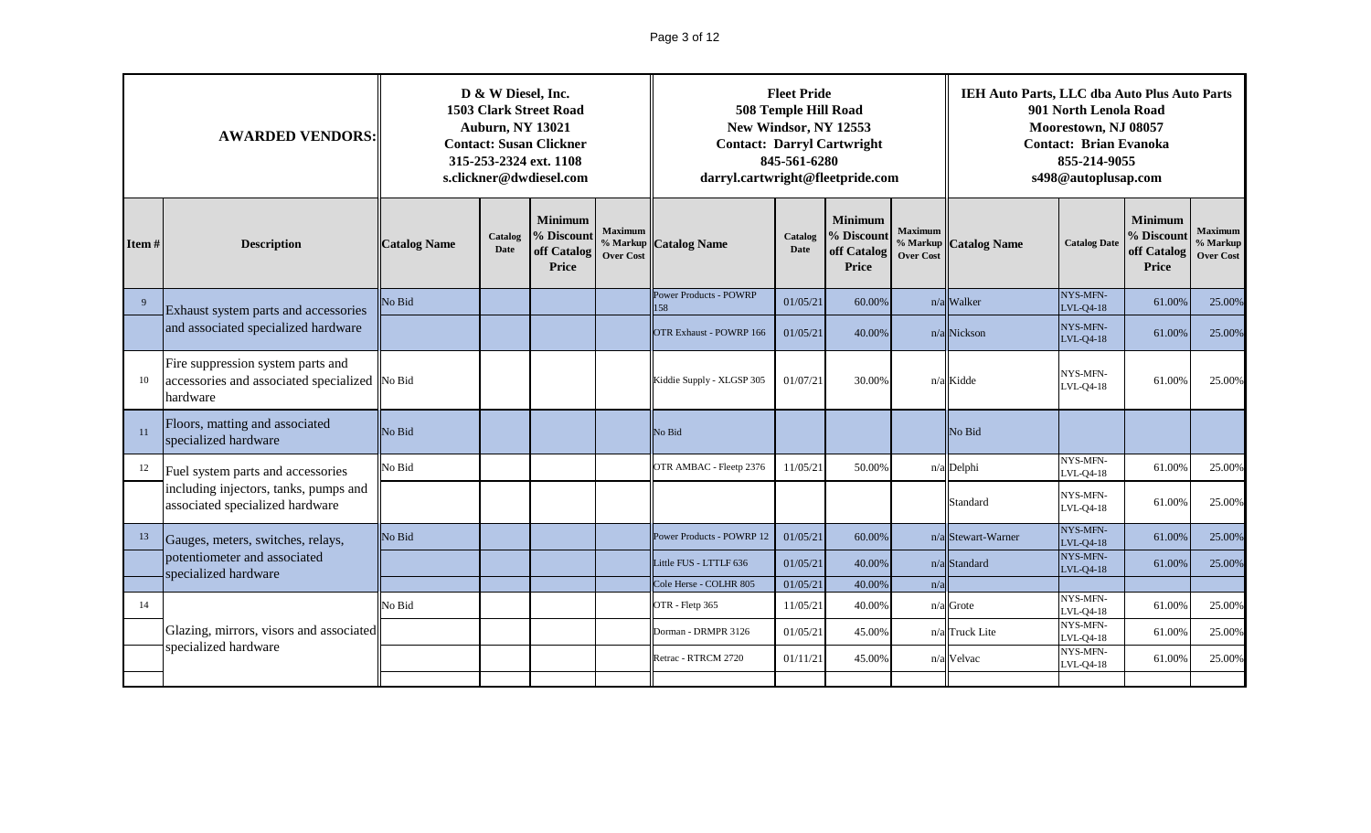| AWARDED VENDORS: | | D & W Diesel, Inc.<br>1503 Clark Street Road<br>Auburn, NY 13021<br>Contact: Susan Clickner<br>315-253-2324 ext. 1108<br>s.clickner@dwdiesel.com | | | | Fleet Pride<br>508 Temple Hill Road<br>New Windsor, NY 12553<br>Contact: Darryl Cartwright<br>845-561-6280<br>darryl.cartwright@fleetpride.com | | | | IEH Auto Parts, LLC dba Auto Plus Auto Parts<br>901 North Lenola Road<br>Moorestown, NJ 08057<br>Contact: Brian Evanoka<br>855-214-9055<br>s498@autoplusap.com | | | |
|---|---|---|---|---|---|---|---|---|---|---|---|---|---|
| **Item #** | **Description** | **Catalog Name** | **Catalog Date** | **Minimum % Discount off Catalog Price** | **Maximum % Markup Over Cost** | **Catalog Name** | **Catalog Date** | **Minimum % Discount off Catalog Price** | **Maximum % Markup Over Cost** | **Catalog Name** | **Catalog Date** | **Minimum % Discount off Catalog Price** | **Maximum % Markup Over Cost** |
| 9 | Exhaust system parts and accessories and associated specialized hardware | No Bid | | | | Power Products - POWRP 158 | 01/05/21 | 60.00% | n/a | Walker | NYS-MFN-LVL-Q4-18 | 61.00% | 25.00% |
| | | | | | | OTR Exhaust - POWRP 166 | 01/05/21 | 40.00% | n/a | Nickson | NYS-MFN-LVL-Q4-18 | 61.00% | 25.00% |
| 10 | Fire suppression system parts and accessories and associated specialized hardware | No Bid | | | | Kiddie Supply - XLGSP 305 | 01/07/21 | 30.00% | n/a | Kidde | NYS-MFN-LVL-Q4-18 | 61.00% | 25.00% |
| 11 | Floors, matting and associated specialized hardware | No Bid | | | | No Bid | | | | No Bid | | | |
| 12 | Fuel system parts and accessories including injectors, tanks, pumps and associated specialized hardware | No Bid | | | | OTR AMBAC - Fleetp 2376 | 11/05/21 | 50.00% | n/a | Delphi | NYS-MFN-LVL-Q4-18 | 61.00% | 25.00% |
| | | | | | | | | | | Standard | NYS-MFN-LVL-Q4-18 | 61.00% | 25.00% |
| 13 | Gauges, meters, switches, relays, potentiometer and associated specialized hardware | No Bid | | | | Power Products - POWRP 12 | 01/05/21 | 60.00% | n/a | Stewart-Warner | NYS-MFN-LVL-Q4-18 | 61.00% | 25.00% |
| | | | | | | Little FUS - LTTLF 636 | 01/05/21 | 40.00% | n/a | Standard | NYS-MFN-LVL-Q4-18 | 61.00% | 25.00% |
| | | | | | | Cole Herse - COLHR 805 | 01/05/21 | 40.00% | n/a | | | | |
| 14 | Glazing, mirrors, visors and associated specialized hardware | No Bid | | | | OTR - Fletp 365 | 11/05/21 | 40.00% | n/a | Grote | NYS-MFN-LVL-Q4-18 | 61.00% | 25.00% |
| | | | | | | Dorman - DRMPR 3126 | 01/05/21 | 45.00% | n/a | Truck Lite | NYS-MFN-LVL-Q4-18 | 61.00% | 25.00% |
| | | | | | | Retrac - RTRCM 2720 | 01/11/21 | 45.00% | n/a | Velvac | NYS-MFN-LVL-Q4-18 | 61.00% | 25.00% |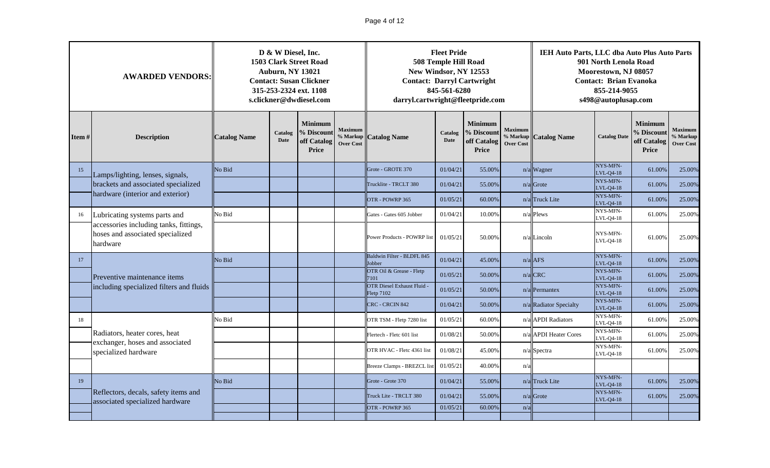| AWARDED VENDORS: | | D & W Diesel, Inc.<br>1503 Clark Street Road<br>Auburn, NY 13021<br>Contact: Susan Clickner<br>315-253-2324 ext. 1108<br>s.clickner@dwdiesel.com | | | | Fleet Pride<br>508 Temple Hill Road<br>New Windsor, NY 12553<br>Contact: Darryl Cartwright<br>845-561-6280<br>darryl.cartwright@fleetpride.com | | | | IEH Auto Parts, LLC dba Auto Plus Auto Parts<br>901 North Lenola Road<br>Moorestown, NJ 08057<br>Contact: Brian Evanoka<br>855-214-9055<br>s498@autoplusap.com | | | |
|---|---|---|---|---|---|---|---|---|---|---|---|---|---|
| Item # | Description | Catalog Name | Catalog Date | Minimum % Discount off Catalog Price | Maximum % Markup Over Cost | Catalog Name | Catalog Date | Minimum % Discount off Catalog Price | Maximum % Markup Over Cost | Catalog Name | Catalog Date | Minimum % Discount off Catalog Price | Maximum % Markup Over Cost |
| 15 | Lamps/lighting, lenses, signals, brackets and associated specialized hardware (interior and exterior) | No Bid | | | | Grote - GROTE 370 | 01/04/21 | 55.00% | n/a | Wagner | NYS-MFN-LVL-Q4-18 | 61.00% | 25.00% |
| | | | | | | Trucklite - TRCLT 380 | 01/04/21 | 55.00% | n/a | Grote | NYS-MFN-LVL-Q4-18 | 61.00% | 25.00% |
| | | | | | | OTR - POWRP 365 | 01/05/21 | 60.00% | n/a | Truck Lite | NYS-MFN-LVL-Q4-18 | 61.00% | 25.00% |
| 16 | Lubricating systems parts and accessories including tanks, fittings, hoses and associated specialized hardware | No Bid | | | | Gates - Gates 605 Jobber | 01/04/21 | 10.00% | n/a | Plews | NYS-MFN-LVL-Q4-18 | 61.00% | 25.00% |
| | | | | | | Power Products - POWRP list | 01/05/21 | 50.00% | n/a | Lincoln | NYS-MFN-LVL-Q4-18 | 61.00% | 25.00% |
| 17 | Preventive maintenance items including specialized filters and fluids | No Bid | | | | Baldwin Filter - BLDFL 845 Jobber | 01/04/21 | 45.00% | n/a | AFS | NYS-MFN-LVL-Q4-18 | 61.00% | 25.00% |
| | | | | | | OTR Oil & Grease - Fletp 7101 | 01/05/21 | 50.00% | n/a | CRC | NYS-MFN-LVL-Q4-18 | 61.00% | 25.00% |
| | | | | | | OTR Diesel Exhaust Fluid - Fletp 7102 | 01/05/21 | 50.00% | n/a | Permantex | NYS-MFN-LVL-Q4-18 | 61.00% | 25.00% |
| | | | | | | CRC - CRCIN 842 | 01/04/21 | 50.00% | n/a | Radiator Specialty | NYS-MFN-LVL-Q4-18 | 61.00% | 25.00% |
| 18 | Radiators, heater cores, heat exchanger, hoses and associated specialized hardware | No Bid | | | | OTR TSM - Fletp 7280 list | 01/05/21 | 60.00% | n/a | APDI Radiators | NYS-MFN-LVL-Q4-18 | 61.00% | 25.00% |
| | | | | | | Flertech - Fletc 601 list | 01/08/21 | 50.00% | n/a | APDI Heater Cores | NYS-MFN-LVL-Q4-18 | 61.00% | 25.00% |
| | | | | | | OTR HVAC - Fletc 4361 list | 01/08/21 | 45.00% | n/a | Spectra | NYS-MFN-LVL-Q4-18 | 61.00% | 25.00% |
| | | | | | | Breeze Clamps - BREZCL list | 01/05/21 | 40.00% | n/a | | | | |
| 19 | Reflectors, decals, safety items and associated specialized hardware | No Bid | | | | Grote - Grote 370 | 01/04/21 | 55.00% | n/a | Truck Lite | NYS-MFN-LVL-Q4-18 | 61.00% | 25.00% |
| | | | | | | Truck Lite - TRCLT 380 | 01/04/21 | 55.00% | n/a | Grote | NYS-MFN-LVL-Q4-18 | 61.00% | 25.00% |
| | | | | | | OTR - POWRP 365 | 01/05/21 | 60.00% | n/a | | | | |
| | | | | | | | | | | | | | |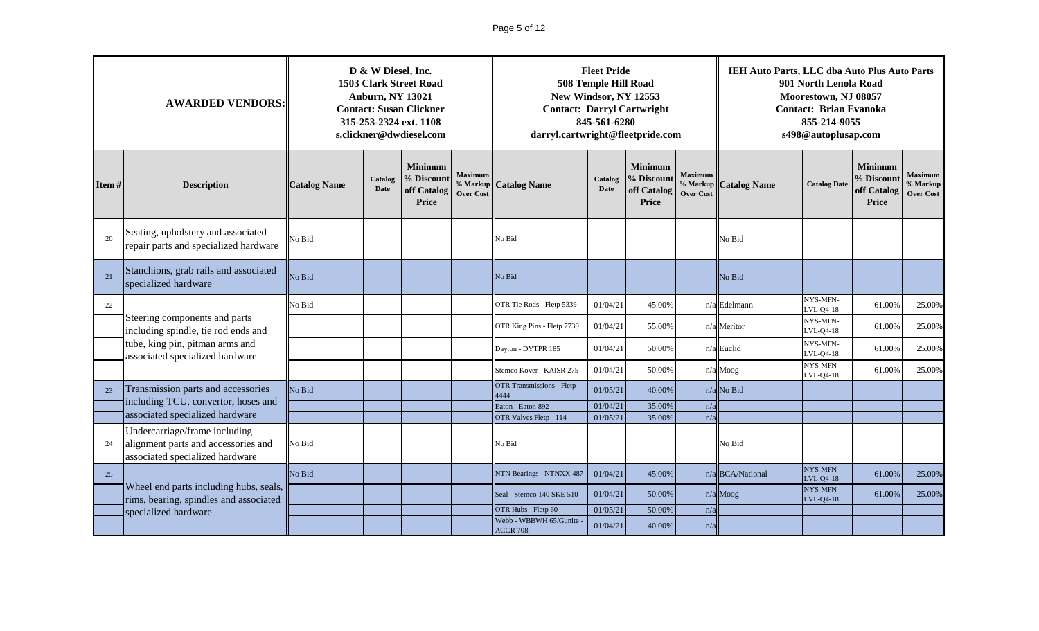| AWARDED VENDORS: | | D & W Diesel, Inc.<br>1503 Clark Street Road<br>Auburn, NY 13021<br>Contact: Susan Clickner<br>315-253-2324 ext. 1108<br>s.clickner@dwdiesel.com | | | | Fleet Pride<br>508 Temple Hill Road<br>New Windsor, NY 12553<br>Contact: Darryl Cartwright<br>845-561-6280<br>darryl.cartwright@fleetpride.com | | | | IEH Auto Parts, LLC dba Auto Plus Auto Parts<br>901 North Lenola Road<br>Moorestown, NJ 08057<br>Contact: Brian Evanoka<br>855-214-9055<br>s498@autoplusap.com | | | |
|---|---|---|---|---|---|---|---|---|---|---|---|---|---|
| **Item #** | **Description** | **Catalog Name** | **Catalog Date** | **Minimum % Discount off Catalog Price** | **Maximum % Markup Over Cost** | **Catalog Name** | **Catalog Date** | **Minimum % Discount off Catalog Price** | **Maximum % Markup Over Cost** | **Catalog Name** | **Catalog Date** | **Minimum % Discount off Catalog Price** | **Maximum % Markup Over Cost** |
| 20 | Seating, upholstery and associated repair parts and specialized hardware | No Bid | | | | No Bid | | | | No Bid | | | |
| 21 | Stanchions, grab rails and associated specialized hardware | No Bid | | | | No Bid | | | | No Bid | | | |
| 22 | Steering components and parts including spindle, tie rod ends and tube, king pin, pitman arms and associated specialized hardware | No Bid | | | | OTR Tie Rods - Fletp 5339 | 01/04/21 | 45.00% | n/a | Edelmann | NYS-MFN-LVL-Q4-18 | 61.00% | 25.00% |
| | | | | | | OTR King Pins - Fletp 7739 | 01/04/21 | 55.00% | n/a | Meritor | NYS-MFN-LVL-Q4-18 | 61.00% | 25.00% |
| | | | | | | Dayton - DYTPR 185 | 01/04/21 | 50.00% | n/a | Euclid | NYS-MFN-LVL-Q4-18 | 61.00% | 25.00% |
| | | | | | | Stemco Kover - KAISR 275 | 01/04/21 | 50.00% | n/a | Moog | NYS-MFN-LVL-Q4-18 | 61.00% | 25.00% |
| 23 | Transmission parts and accessories including TCU, convertor, hoses and associated specialized hardware | No Bid | | | | OTR Transmissions - Fletp 4444 | 01/05/21 | 40.00% | n/a | No Bid | | | |
| | | | | | | Eaton - Eaton 892 | 01/04/21 | 35.00% | n/a | | | | |
| | | | | | | OTR Valves Fletp - 114 | 01/05/21 | 35.00% | n/a | | | | |
| 24 | Undercarriage/frame including alignment parts and accessories and associated specialized hardware | No Bid | | | | No Bid | | | | No Bid | | | |
| 25 | Wheel end parts including hubs, seals, rims, bearing, spindles and associated specialized hardware | No Bid | | | | NTN Bearings - NTNXX 487 | 01/04/21 | 45.00% | n/a | BCA/National | NYS-MFN-LVL-Q4-18 | 61.00% | 25.00% |
| | | | | | | Seal - Stemco 140 SKE 510 | 01/04/21 | 50.00% | n/a | Moog | NYS-MFN-LVL-Q4-18 | 61.00% | 25.00% |
| | | | | | | OTR Hubs - Fletp 60 | 01/05/21 | 50.00% | n/a | | | | |
| | | | | | | Webb - WBBWH 65/Gunite - ACCR 708 | 01/04/21 | 40.00% | n/a | | | | |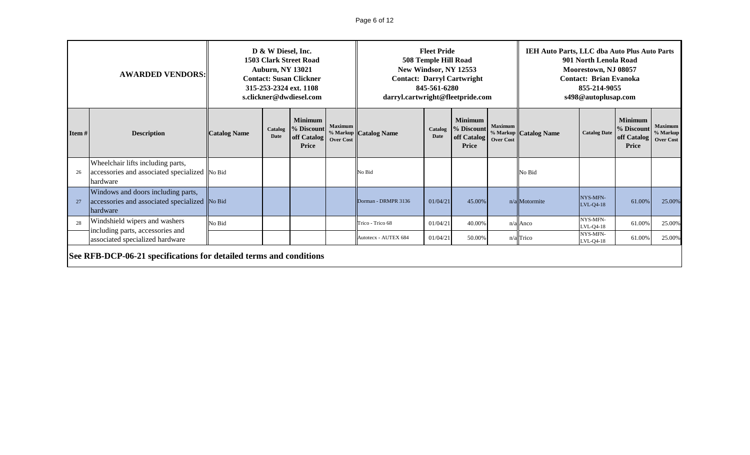| AWARDED VENDORS: | | D & W Diesel, Inc.<br>1503 Clark Street Road<br>Auburn, NY 13021<br>Contact: Susan Clickner<br>315-253-2324 ext. 1108<br>s.clickner@dwdiesel.com | | | | Fleet Pride<br>508 Temple Hill Road<br>New Windsor, NY 12553<br>Contact: Darryl Cartwright<br>845-561-6280<br>darryl.cartwright@fleetpride.com | | | | IEH Auto Parts, LLC dba Auto Plus Auto Parts<br>901 North Lenola Road<br>Moorestown, NJ 08057<br>Contact: Brian Evanoka<br>855-214-9055<br>s498@autoplusap.com | | | |
|---|---|---|---|---|---|---|---|---|---|---|---|---|---|
| **Item #** | **Description** | **Catalog Name** | **Catalog Date** | **Minimum % Discount off Catalog Price** | **Maximum % Markup Over Cost** | **Catalog Name** | **Catalog Date** | **Minimum % Discount off Catalog Price** | **Maximum % Markup Over Cost** | **Catalog Name** | **Catalog Date** | **Minimum % Discount off Catalog Price** | **Maximum % Markup Over Cost** |
| 26 | Wheelchair lifts including parts, accessories and associated specialized hardware | No Bid | | | | No Bid | | | | No Bid | | | |
| 27 | Windows and doors including parts, accessories and associated specialized hardware | No Bid | | | | Dorman - DRMPR 3136 | 01/04/21 | 45.00% | n/a | Motormite | NYS-MFN-LVL-Q4-18 | 61.00% | 25.00% |
| 28 | Windshield wipers and washers including parts, accessories and associated specialized hardware | No Bid | | | | Trico - Trico 68 | 01/04/21 | 40.00% | n/a | Anco | NYS-MFN-LVL-Q4-18 | 61.00% | 25.00% |
| | | | | | | Autotecx - AUTEX 684 | 01/04/21 | 50.00% | n/a | Trico | NYS-MFN-LVL-Q4-18 | 61.00% | 25.00% |

**See RFB-DCP-06-21 specifications for detailed terms and conditions**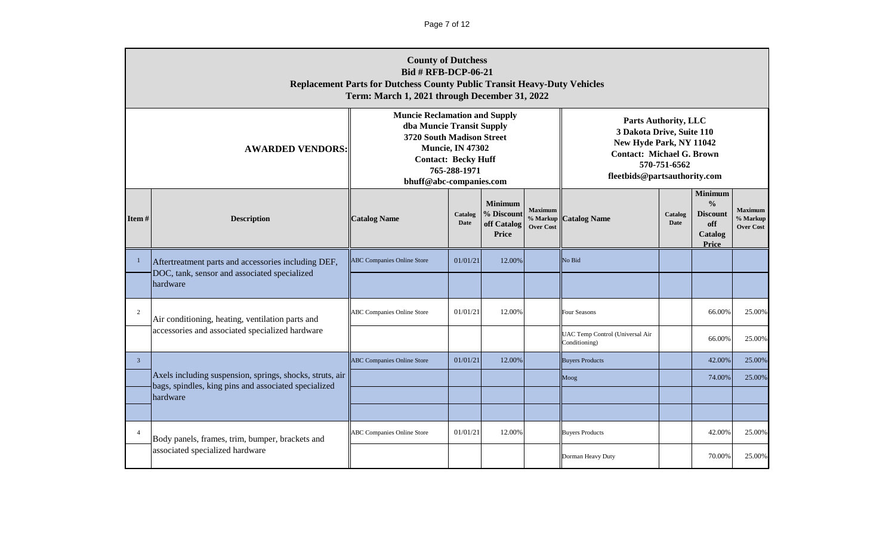| County of Dutchess<br>Bid # RFB-DCP-06-21<br>Replacement Parts for Dutchess County Public Transit Heavy-Duty Vehicles<br>Term: March 1, 2021 through December 31, 2022 | | | | | | | | | |
|---|---|---|---|---|---|---|---|---|---|
| **AWARDED VENDORS:** | | Muncie Reclamation and Supply<br>dba Muncie Transit Supply<br>3720 South Madison Street<br>Muncie, IN 47302<br>Contact: Becky Huff<br>765-288-1971<br>bhuff@abc-companies.com | | | | Parts Authority, LLC<br>3 Dakota Drive, Suite 110<br>New Hyde Park, NY 11042<br>Contact: Michael G. Brown<br>570-751-6562<br>fleetbids@partsauthority.com | | | |
| **Item #** | **Description** | **Catalog Name** | **Catalog Date** | **Minimum % Discount off Catalog Price** | **Maximum % Markup Over Cost** | **Catalog Name** | **Catalog Date** | **Minimum % Discount off Catalog Price** | **Maximum % Markup Over Cost** |
| 1 | Aftertreatment parts and accessories including DEF, DOC, tank, sensor and associated specialized hardware | ABC Companies Online Store | 01/01/21 | 12.00% | | No Bid | | | |
| | | | | | | | | | |
| 2 | Air conditioning, heating, ventilation parts and accessories and associated specialized hardware | ABC Companies Online Store | 01/01/21 | 12.00% | | Four Seasons | | 66.00% | 25.00% |
| | | | | | | UAC Temp Control (Universal Air Conditioning) | | 66.00% | 25.00% |
| 3 | Axels including suspension, springs, shocks, struts, air bags, spindles, king pins and associated specialized hardware | ABC Companies Online Store | 01/01/21 | 12.00% | | Buyers Products | | 42.00% | 25.00% |
| | | | | | | Moog | | 74.00% | 25.00% |
| | | | | | | | | | |
| | | | | | | | | | |
| 4 | Body panels, frames, trim, bumper, brackets and associated specialized hardware | ABC Companies Online Store | 01/01/21 | 12.00% | | Buyers Products | | 42.00% | 25.00% |
| | | | | | | Dorman Heavy Duty | | 70.00% | 25.00% |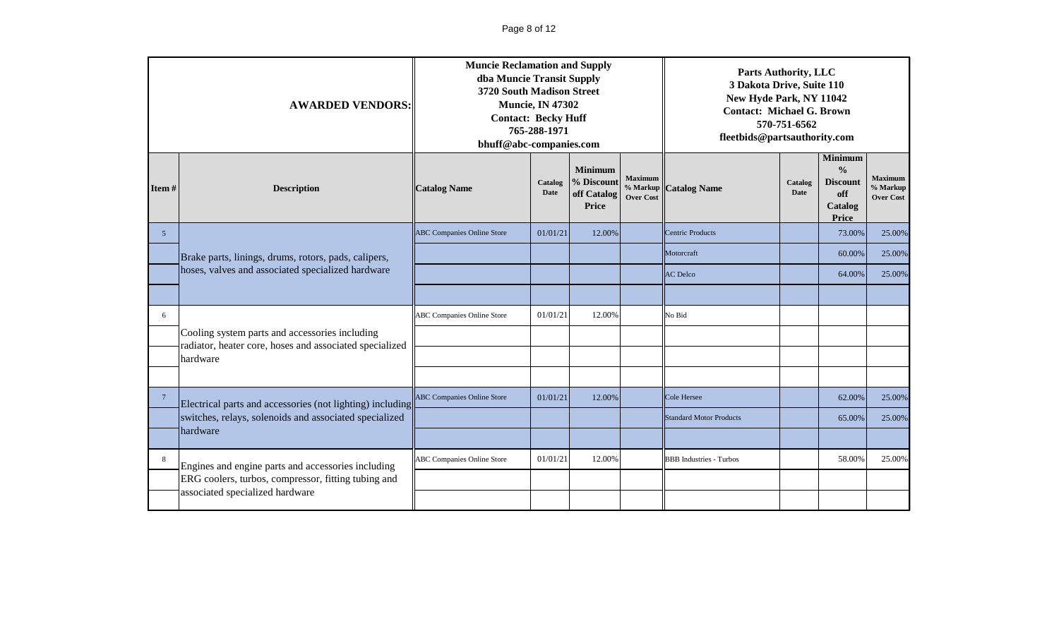| AWARDED VENDORS: | | Muncie Reclamation and Supply<br>dba Muncie Transit Supply<br>3720 South Madison Street<br>Muncie, IN 47302<br>Contact: Becky Huff<br>765-288-1971<br>bhuff@abc-companies.com | | | | Parts Authority, LLC<br>3 Dakota Drive, Suite 110<br>New Hyde Park, NY 11042<br>Contact: Michael G. Brown<br>570-751-6562<br>fleetbids@partsauthority.com | | | |
|---|---|---|---|---|---|---|---|---|---|
| **Item #** | **Description** | **Catalog Name** | **Catalog Date** | **Minimum % Discount off Catalog Price** | **Maximum % Markup Over Cost** | **Catalog Name** | **Catalog Date** | **Minimum % Discount off Catalog Price** | **Maximum % Markup Over Cost** |
| 5 | Brake parts, linings, drums, rotors, pads, calipers, hoses, valves and associated specialized hardware | ABC Companies Online Store | 01/01/21 | 12.00% | | Centric Products | | 73.00% | 25.00% |
| | | | | | | Motorcraft | | 60.00% | 25.00% |
| | | | | | | AC Delco | | 64.00% | 25.00% |
| | | | | | | | | | |
| 6 | Cooling system parts and accessories including radiator, heater core, hoses and associated specialized hardware | ABC Companies Online Store | 01/01/21 | 12.00% | | No Bid | | | |
| | | | | | | | | | |
| | | | | | | | | | |
| | | | | | | | | | |
| 7 | Electrical parts and accessories (not lighting) including switches, relays, solenoids and associated specialized hardware | ABC Companies Online Store | 01/01/21 | 12.00% | | Cole Hersee | | 62.00% | 25.00% |
| | | | | | | Standard Motor Products | | 65.00% | 25.00% |
| | | | | | | | | | |
| 8 | Engines and engine parts and accessories including ERG coolers, turbos, compressor, fitting tubing and associated specialized hardware | ABC Companies Online Store | 01/01/21 | 12.00% | | BBB Industries - Turbos | | 58.00% | 25.00% |
| | | | | | | | | | |
| | | | | | | | | | |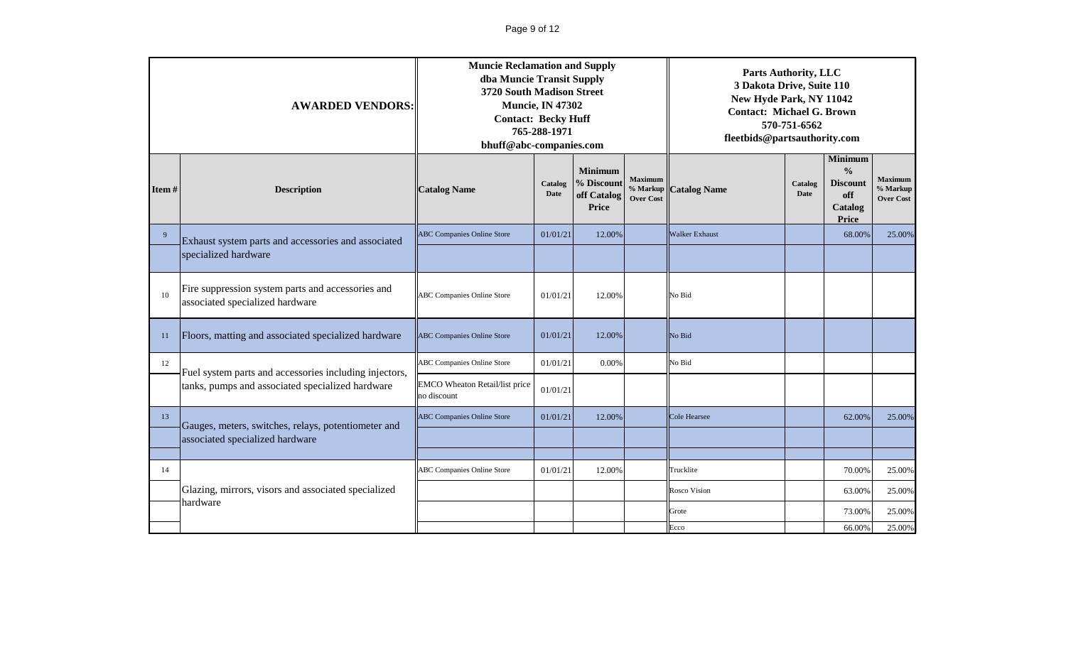| AWARDED VENDORS: | | Muncie Reclamation and Supply dba Muncie Transit Supply 3720 South Madison Street Muncie, IN 47302 Contact: Becky Huff 765-288-1971 bhuff@abc-companies.com | | | | Parts Authority, LLC 3 Dakota Drive, Suite 110 New Hyde Park, NY 11042 Contact: Michael G. Brown 570-751-6562 fleetbids@partsauthority.com | | | |
|---|---|---|---|---|---|---|---|---|---|
| **Item #** | **Description** | **Catalog Name** | **Catalog Date** | **Minimum % Discount off Catalog Price** | **Maximum % Markup Over Cost** | **Catalog Name** | **Catalog Date** | **Minimum % Discount off Catalog Price** | **Maximum % Markup Over Cost** |
| 9 | Exhaust system parts and accessories and associated specialized hardware | ABC Companies Online Store | 01/01/21 | 12.00% | | Walker Exhaust | | 68.00% | 25.00% |
| | | | | | | | | | |
| 10 | Fire suppression system parts and accessories and associated specialized hardware | ABC Companies Online Store | 01/01/21 | 12.00% | | No Bid | | | |
| 11 | Floors, matting and associated specialized hardware | ABC Companies Online Store | 01/01/21 | 12.00% | | No Bid | | | |
| 12 | Fuel system parts and accessories including injectors, tanks, pumps and associated specialized hardware | ABC Companies Online Store | 01/01/21 | 0.00% | | No Bid | | | |
| | | EMCO Wheaton Retail/list price no discount | 01/01/21 | | | | | | |
| 13 | Gauges, meters, switches, relays, potentiometer and associated specialized hardware | ABC Companies Online Store | 01/01/21 | 12.00% | | Cole Hearsee | | 62.00% | 25.00% |
| | | | | | | | | | |
| | | | | | | | | | |
| 14 | Glazing, mirrors, visors and associated specialized hardware | ABC Companies Online Store | 01/01/21 | 12.00% | | Trucklite | | 70.00% | 25.00% |
| | | | | | | Rosco Vision | | 63.00% | 25.00% |
| | | | | | | Grote | | 73.00% | 25.00% |
| | | | | | | Ecco | | 66.00% | 25.00% |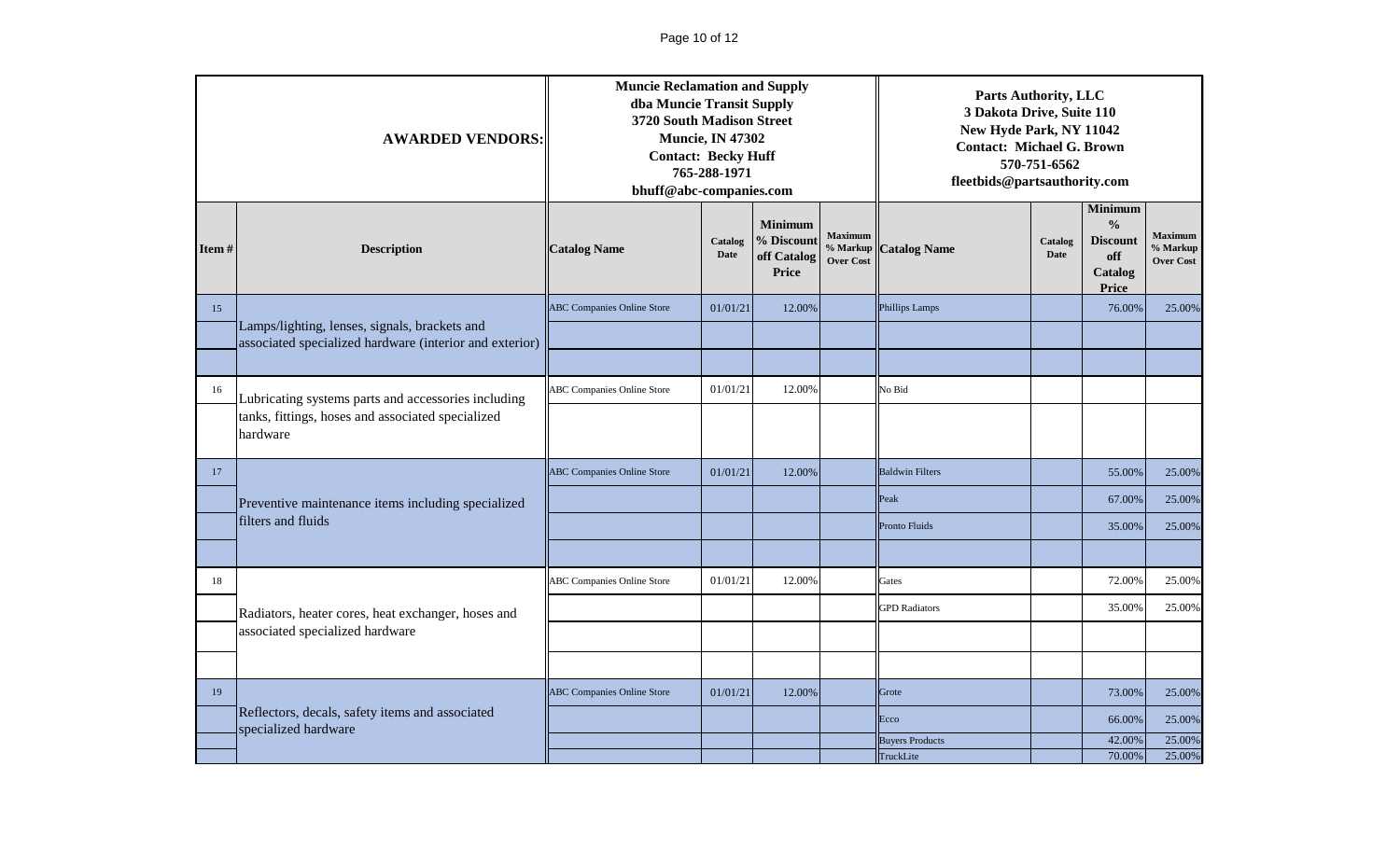| AWARDED VENDORS: | | Muncie Reclamation and Supply dba Muncie Transit Supply 3720 South Madison Street Muncie, IN 47302 Contact: Becky Huff 765-288-1971 bhuff@abc-companies.com | | | | Parts Authority, LLC 3 Dakota Drive, Suite 110 New Hyde Park, NY 11042 Contact: Michael G. Brown 570-751-6562 fleetbids@partsauthority.com | | | |
|---|---|---|---|---|---|---|---|---|---|
| Item # | Description | Catalog Name | Catalog Date | Minimum % Discount off Catalog Price | Maximum % Markup Over Cost | Catalog Name | Catalog Date | Minimum % Discount off Catalog Price | Maximum % Markup Over Cost |
| 15 | Lamps/lighting, lenses, signals, brackets and associated specialized hardware (interior and exterior) | ABC Companies Online Store | 01/01/21 | 12.00% | | Phillips Lamps | | 76.00% | 25.00% |
| | | | | | | | | | |
| | | | | | | | | | |
| 16 | Lubricating systems parts and accessories including tanks, fittings, hoses and associated specialized hardware | ABC Companies Online Store | 01/01/21 | 12.00% | | No Bid | | | |
| | | | | | | | | | |
| 17 | Preventive maintenance items including specialized filters and fluids | ABC Companies Online Store | 01/01/21 | 12.00% | | Baldwin Filters | | 55.00% | 25.00% |
| | | | | | | Peak | | 67.00% | 25.00% |
| | | | | | | Pronto Fluids | | 35.00% | 25.00% |
| | | | | | | | | | |
| 18 | Radiators, heater cores, heat exchanger, hoses and associated specialized hardware | ABC Companies Online Store | 01/01/21 | 12.00% | | Gates | | 72.00% | 25.00% |
| | | | | | | GPD Radiators | | 35.00% | 25.00% |
| | | | | | | | | | |
| | | | | | | | | | |
| 19 | Reflectors, decals, safety items and associated specialized hardware | ABC Companies Online Store | 01/01/21 | 12.00% | | Grote | | 73.00% | 25.00% |
| | | | | | | Ecco | | 66.00% | 25.00% |
| | | | | | | Buyers Products | | 42.00% | 25.00% |
| | | | | | | TruckLite | | 70.00% | 25.00% |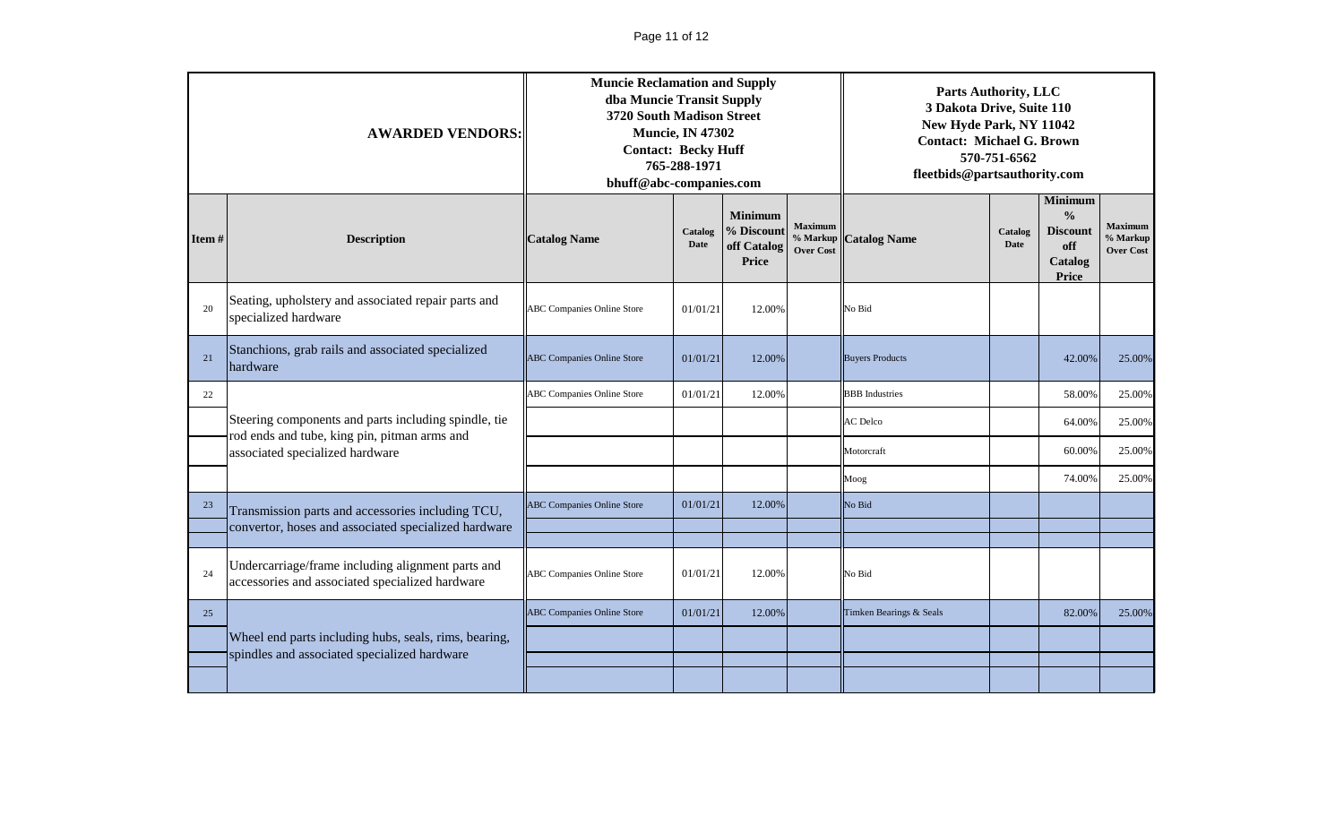| AWARDED VENDORS: | | Muncie Reclamation and Supply<br>dba Muncie Transit Supply<br>3720 South Madison Street<br>Muncie, IN 47302<br>Contact: Becky Huff<br>765-288-1971<br>bhuff@abc-companies.com | | | | Parts Authority, LLC<br>3 Dakota Drive, Suite 110<br>New Hyde Park, NY 11042<br>Contact: Michael G. Brown<br>570-751-6562<br>fleetbids@partsauthority.com | | | |
|---|---|---|---|---|---|---|---|---|---|
| **Item #** | **Description** | **Catalog Name** | **Catalog Date** | **Minimum % Discount off Catalog Price** | **Maximum % Markup Over Cost** | **Catalog Name** | **Catalog Date** | **Minimum % Discount off Catalog Price** | **Maximum % Markup Over Cost** |
| 20 | Seating, upholstery and associated repair parts and specialized hardware | ABC Companies Online Store | 01/01/21 | 12.00% | | No Bid | | | |
| 21 | Stanchions, grab rails and associated specialized hardware | ABC Companies Online Store | 01/01/21 | 12.00% | | Buyers Products | | 42.00% | 25.00% |
| 22 | Steering components and parts including spindle, tie rod ends and tube, king pin, pitman arms and associated specialized hardware | ABC Companies Online Store | 01/01/21 | 12.00% | | BBB Industries | | 58.00% | 25.00% |
| | | | | | | AC Delco | | 64.00% | 25.00% |
| | | | | | | Motorcraft | | 60.00% | 25.00% |
| | | | | | | Moog | | 74.00% | 25.00% |
| 23 | Transmission parts and accessories including TCU, convertor, hoses and associated specialized hardware | ABC Companies Online Store | 01/01/21 | 12.00% | | No Bid | | | |
| 24 | Undercarriage/frame including alignment parts and accessories and associated specialized hardware | ABC Companies Online Store | 01/01/21 | 12.00% | | No Bid | | | |
| 25 | Wheel end parts including hubs, seals, rims, bearing, spindles and associated specialized hardware | ABC Companies Online Store | 01/01/21 | 12.00% | | Timken Bearings & Seals | | 82.00% | 25.00% |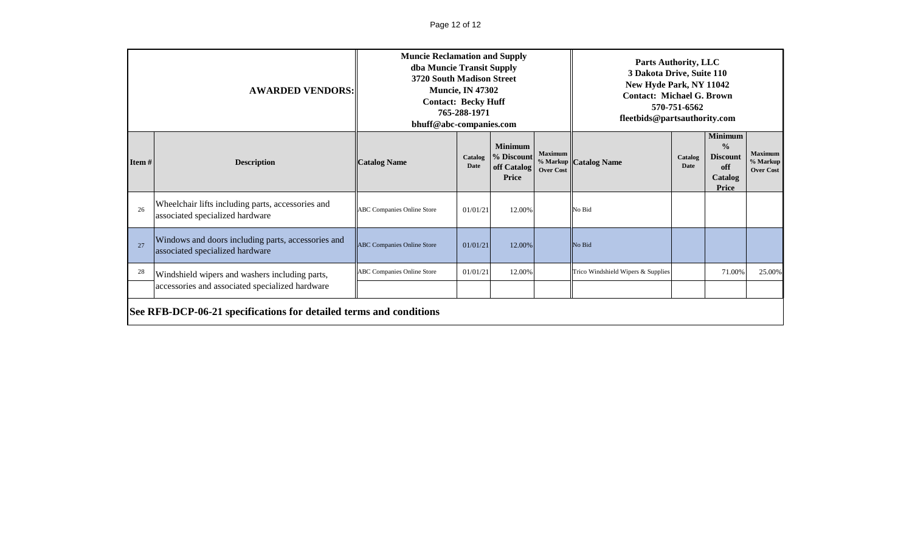| AWARDED VENDORS: | | Muncie Reclamation and Supply dba Muncie Transit Supply 3720 South Madison Street Muncie, IN 47302 Contact: Becky Huff 765-288-1971 bhuff@abc-companies.com | | | | Parts Authority, LLC 3 Dakota Drive, Suite 110 New Hyde Park, NY 11042 Contact: Michael G. Brown 570-751-6562 fleetbids@partsauthority.com | | | |
|---|---|---|---|---|---|---|---|---|---|
| **Item #** | **Description** | **Catalog Name** | **Catalog Date** | **Minimum % Discount off Catalog Price** | **Maximum % Markup Over Cost** | **Catalog Name** | **Catalog Date** | **Minimum % Discount off Catalog Price** | **Maximum % Markup Over Cost** |
| 26 | Wheelchair lifts including parts, accessories and associated specialized hardware | ABC Companies Online Store | 01/01/21 | 12.00% | | No Bid | | | |
| 27 | Windows and doors including parts, accessories and associated specialized hardware | ABC Companies Online Store | 01/01/21 | 12.00% | | No Bid | | | |
| 28 | Windshield wipers and washers including parts, accessories and associated specialized hardware | ABC Companies Online Store | 01/01/21 | 12.00% | | Trico Windshield Wipers & Supplies | | 71.00% | 25.00% |

**See RFB-DCP-06-21 specifications for detailed terms and conditions**